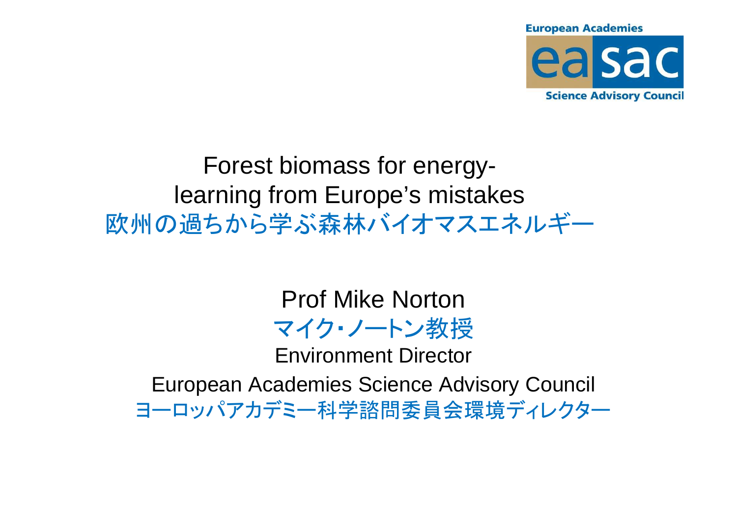European Academies

easac

Science Advisory Council

# Forest biomass for energy- learning from Europe's mistakes

# 欧州の過ちから学ぶ森林バイオマスエネルギー

Prof Mike Norton

マイク・ノートン教授

Environment Director

European Academies Science Advisory Council

ヨーロッパアカデミー科学諮問委員会環境ディレクター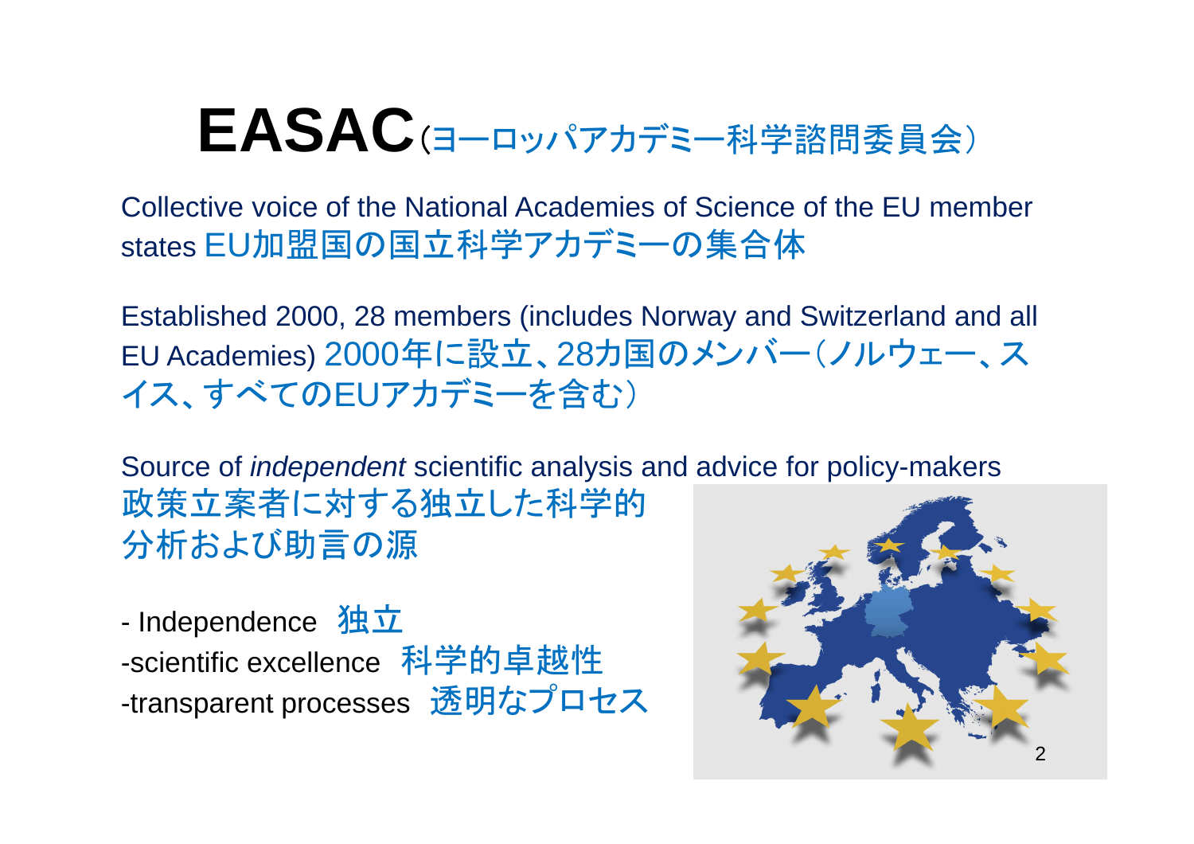# EASAC（ヨーロッパアカデミー科学諮問委員会）

Collective voice of the National Academies of Science of the EU member states EU加盟国の国立科学アカデミーの集合体

Established 2000, 28 members (includes Norway and Switzerland and all EU Academies) 2000年に設立、28カ国のメンバー（ノルウェー、スイス、すべてのEUアカデミーを含む）

Source of *independent* scientific analysis and advice for policy-makers 政策立案者に対する独立した科学的分析および助言の源

- Independence 独立
- scientific excellence 科学的卓越性
- transparent processes 透明なプロセス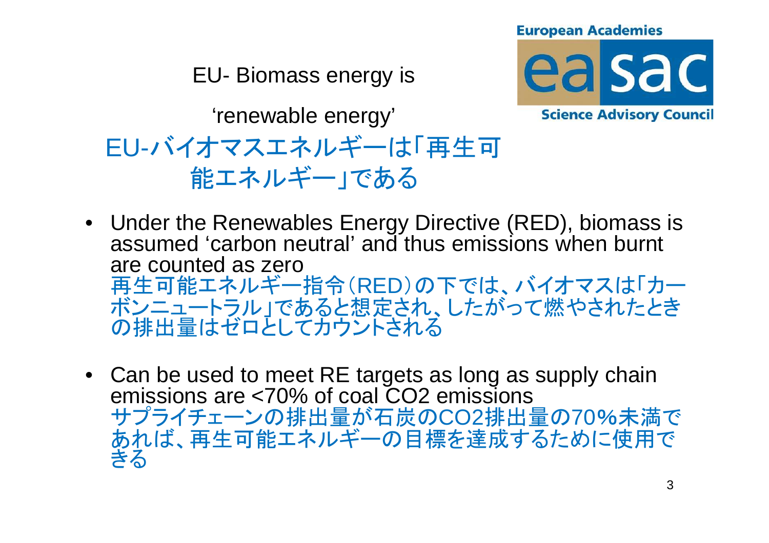European Academies

easac

Science Advisory Council

# EU- Biomass energy is 'renewable energy'

# EU-バイオマスエネルギーは「再生可能エネルギー」である

- Under the Renewables Energy Directive (RED), biomass is assumed 'carbon neutral' and thus emissions when burnt are counted as zero
  再生可能エネルギー指令（RED）の下では、バイオマスは「カーボンニュートラル」であると想定され、したがって燃やされたときの排出量はゼロとしてカウントされる

- Can be used to meet RE targets as long as supply chain emissions are <70% of coal $CO_2$ emissions
  サプライチェーンの排出量が石炭の$CO_2$排出量の70%未満であれば、再生可能エネルギーの目標を達成するために使用できる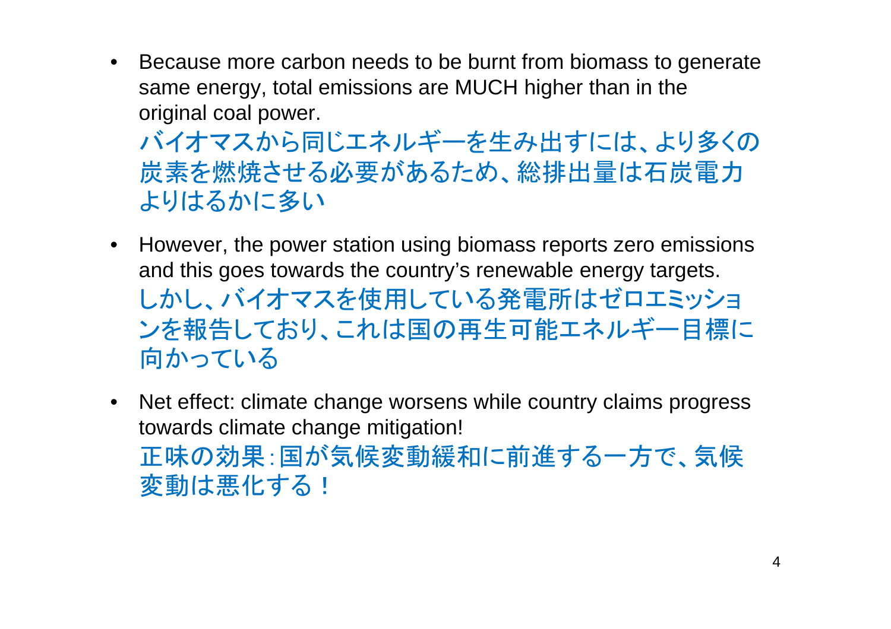- Because more carbon needs to be burnt from biomass to generate same energy, total emissions are MUCH higher than in the original coal power.
  バイオマスから同じエネルギーを生み出すには、より多くの炭素を燃焼させる必要があるため、総排出量は石炭電力よりはるかに多い

- However, the power station using biomass reports zero emissions and this goes towards the country's renewable energy targets.
  しかし、バイオマスを使用している発電所はゼロエミッションを報告しており、これは国の再生可能エネルギー目標に向かっている

- Net effect: climate change worsens while country claims progress towards climate change mitigation!
  正味の効果：国が気候変動緩和に前進する一方で、気候変動は悪化する！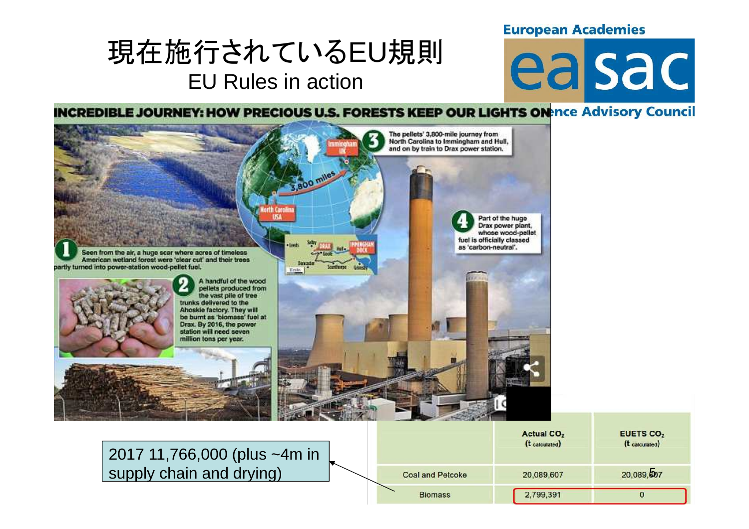# 現在施行されているEU規則
## EU Rules in action

European Academies Science Advisory Council

**INCREDIBLE JOURNEY: HOW PRECIOUS U.S. FORESTS KEEP OUR LIGHTS ON**

1. Seen from the air, a huge scar where acres of timeless American wetland forest were 'clear cut' and their trees partly turned into power-station wood-pellet fuel.
2. A handful of the wood pellets produced from the vast pile of tree trunks delivered to the Ahoskie factory. They will be burnt as 'biomass' fuel at Drax. By 2016, the power station will need seven million tons per year.
3. The pellets' 3,800-mile journey from North Carolina to Immingham and Hull, and on by train to Drax power station.
4. Part of the huge Drax power plant, whose wood-pellet fuel is officially classed as 'carbon-neutral'.

2017 11,766,000 (plus ~4m in supply chain and drying)

| | Actual $CO_2$ (t calculated) | EUETS $CO_2$ (t calculated) |
|---|---|---|
| Coal and Petcoke | 20,089,607 | 20,089,607 |
| Biomass | 2,799,391 | 0 |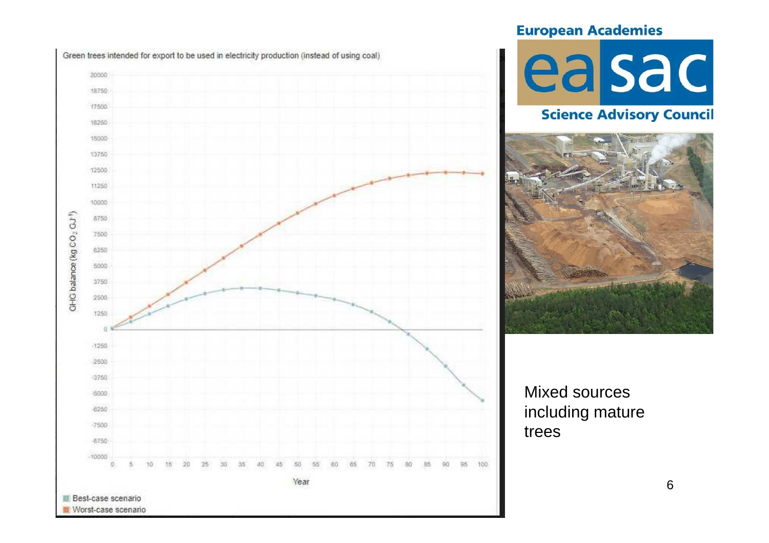Green trees intended for export to be used in electricity production (instead of using coal)

GHG balance (kg $CO_2$ $GJ^{-1}$)

Year

- Best-case scenario
- Worst-case scenario

European Academies

easac

Science Advisory Council

Mixed sources including mature trees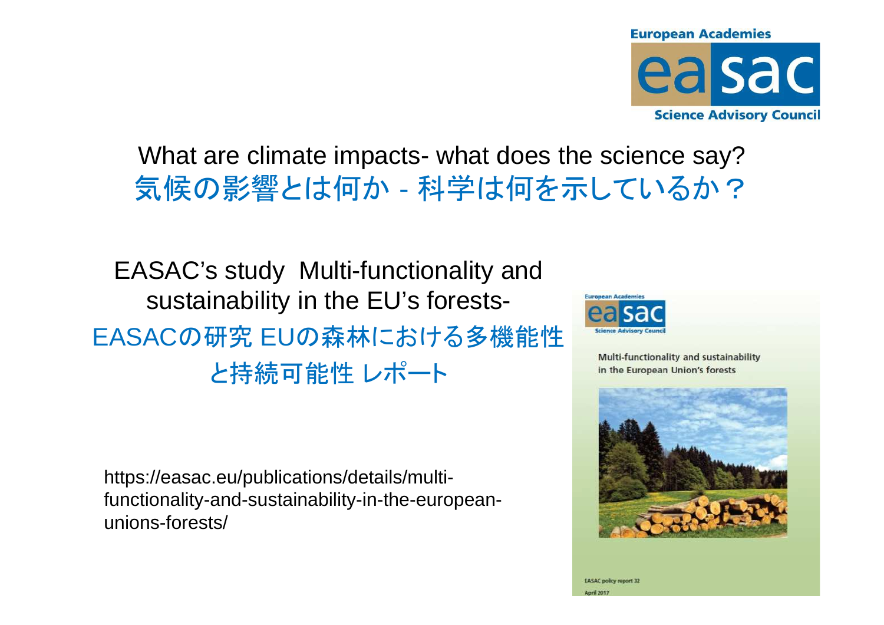European Academies

easac

Science Advisory Council

# What are climate impacts- what does the science say?
# 気候の影響とは何か - 科学は何を示しているか？

EASAC's study Multi-functionality and sustainability in the EU's forests-

EASACの研究 EUの森林における多機能性と持続可能性 レポート

https://easac.eu/publications/details/multi-functionality-and-sustainability-in-the-european-unions-forests/

European Academies easac Science Advisory Council

Multi-functionality and sustainability in the European Union's forests

EASAC policy report 32

April 2017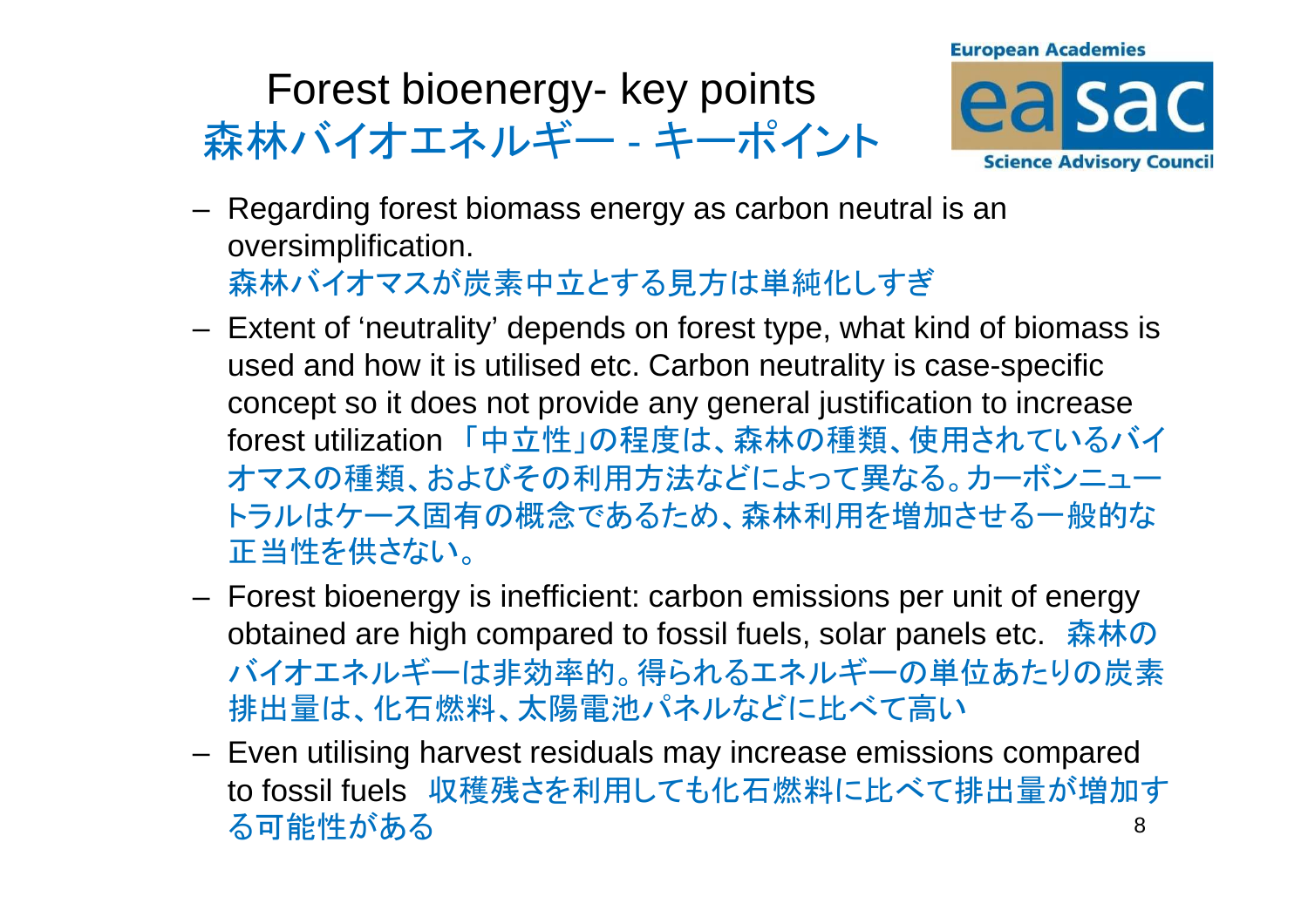# Forest bioenergy- key points
# 森林バイオエネルギー - キーポイント

European Academies easac Science Advisory Council

- Regarding forest biomass energy as carbon neutral is an oversimplification.
  森林バイオマスが炭素中立とする見方は単純化しすぎ
- Extent of 'neutrality' depends on forest type, what kind of biomass is used and how it is utilised etc. Carbon neutrality is case-specific concept so it does not provide any general justification to increase forest utilization 「中立性」の程度は、森林の種類、使用されているバイオマスの種類、およびその利用方法などによって異なる。カーボンニュートラルはケース固有の概念であるため、森林利用を増加させる一般的な正当性を供さない。
- Forest bioenergy is inefficient: carbon emissions per unit of energy obtained are high compared to fossil fuels, solar panels etc. 森林のバイオエネルギーは非効率的。得られるエネルギーの単位あたりの炭素排出量は、化石燃料、太陽電池パネルなどに比べて高い
- Even utilising harvest residuals may increase emissions compared to fossil fuels 収穫残さを利用しても化石燃料に比べて排出量が増加する可能性がある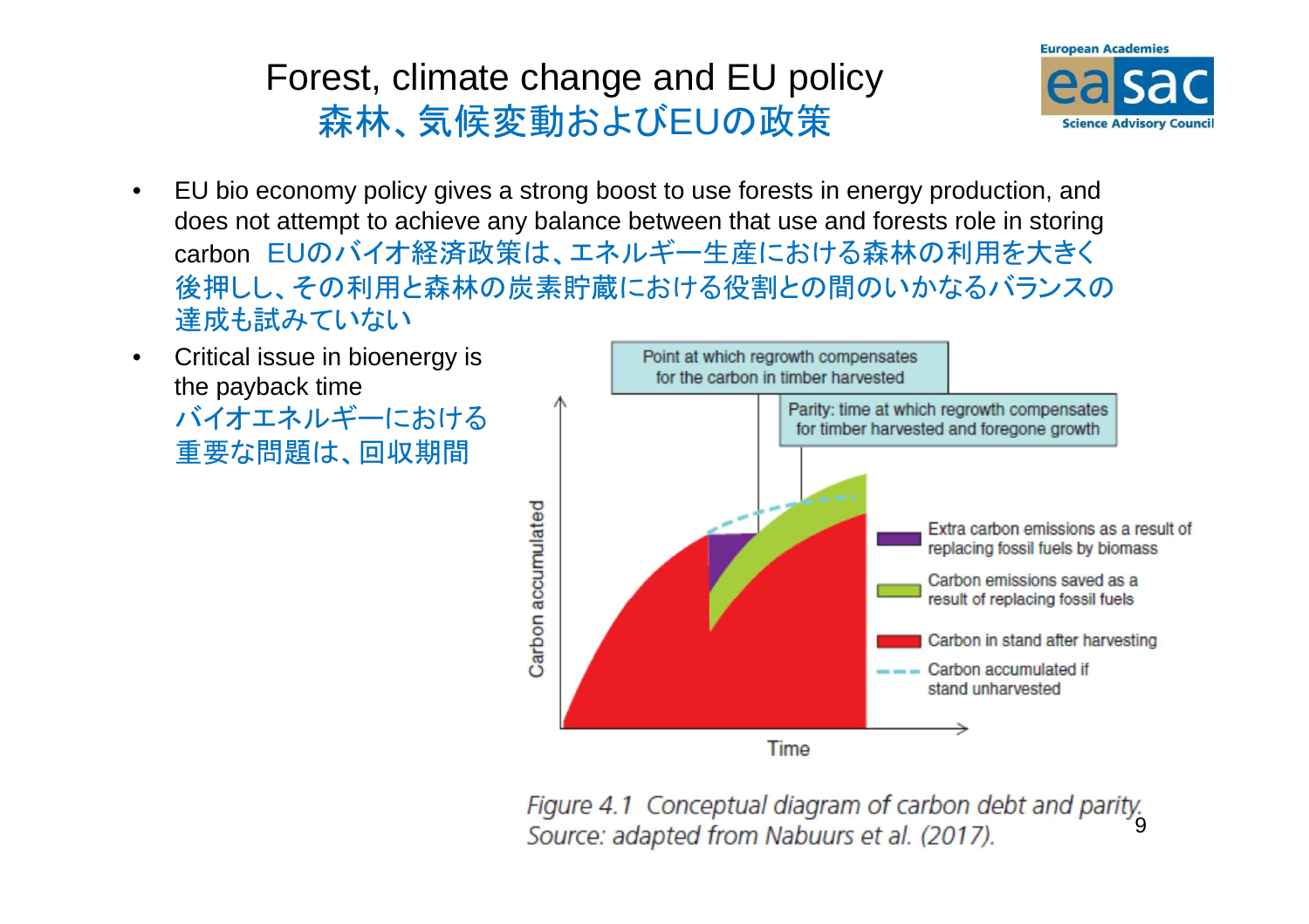# Forest, climate change and EU policy
# 森林、気候変動およびEUの政策

- EU bio economy policy gives a strong boost to use forests in energy production, and does not attempt to achieve any balance between that use and forests role in storing carbon EUのバイオ経済政策は、エネルギー生産における森林の利用を大きく後押しし、その利用と森林の炭素貯蔵における役割との間のいかなるバランスの達成も試みていない
- Critical issue in bioenergy is the payback time バイオエネルギーにおける重要な問題は、回収期間

Point at which regrowth compensates for the carbon in timber harvested

Parity: time at which regrowth compensates for timber harvested and foregone growth

Carbon accumulated

Time

Extra carbon emissions as a result of replacing fossil fuels by biomass

Carbon emissions saved as a result of replacing fossil fuels

Carbon in stand after harvesting

Carbon accumulated if stand unharvested

*Figure 4.1 Conceptual diagram of carbon debt and parity.*
*Source: adapted from Nabuurs et al. (2017).*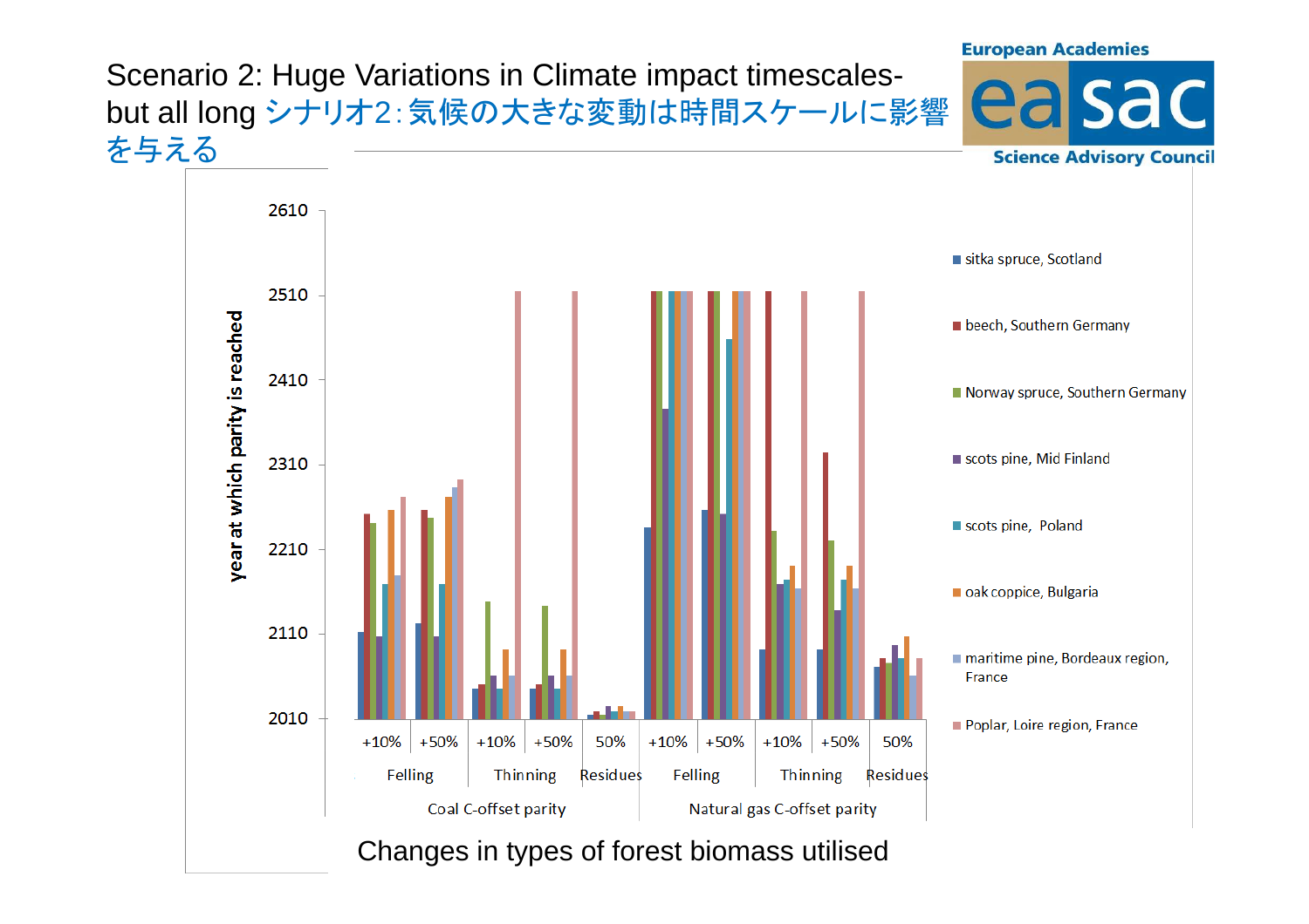# Scenario 2: Huge Variations in Climate impact timescales- but all long シナリオ2：気候の大きな変動は時間スケールに影響を与える

European Academies easac Science Advisory Council

year at which parity is reached

2610
2510
2410
2310
2210
2110
2010

- sitka spruce, Scotland
- beech, Southern Germany
- Norway spruce, Southern Germany
- scots pine, Mid Finland
- scots pine, Poland
- oak coppice, Bulgaria
- maritime pine, Bordeaux region, France
- Poplar, Loire region, France

| Coal C-offset parity | | | | | Natural gas C-offset parity | | | | |
|---|---|---|---|---|---|---|---|---|---|
| Felling | | Thinning | | Residues | Felling | | Thinning | | Residues |
| +10% | +50% | +10% | +50% | 50% | +10% | +50% | +10% | +50% | 50% |

Changes in types of forest biomass utilised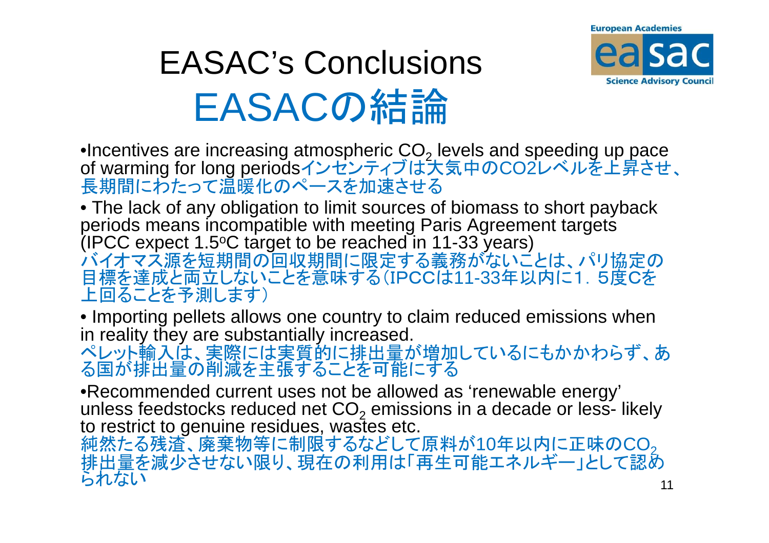# EASAC's Conclusions
# EASACの結論

European Academies easac Science Advisory Council

- Incentives are increasing atmospheric $CO_2$ levels and speeding up pace of warming for long periodsインセンティブは大気中のCO2レベルを上昇させ、長期間にわたって温暖化のペースを加速させる
- The lack of any obligation to limit sources of biomass to short payback periods means incompatible with meeting Paris Agreement targets (IPCC expect 1.5$^{o}$C target to be reached in 11-33 years)
  バイオマス源を短期間の回収期間に限定する義務がないことは、パリ協定の目標を達成と両立しないことを意味する（IPCCは11-33年以内に1．5度Cを上回ることを予測します）
- Importing pellets allows one country to claim reduced emissions when in reality they are substantially increased.
  ペレット輸入は、実際には実質的に排出量が増加しているにもかかわらず、ある国が排出量の削減を主張することを可能にする
- Recommended current uses not be allowed as 'renewable energy' unless feedstocks reduced net $CO_2$ emissions in a decade or less- likely to restrict to genuine residues, wastes etc.
  純然たる残渣、廃棄物等に制限するなどして原料が10年以内に正味の$CO_2$排出量を減少させない限り、現在の利用は「再生可能エネルギー」として認められない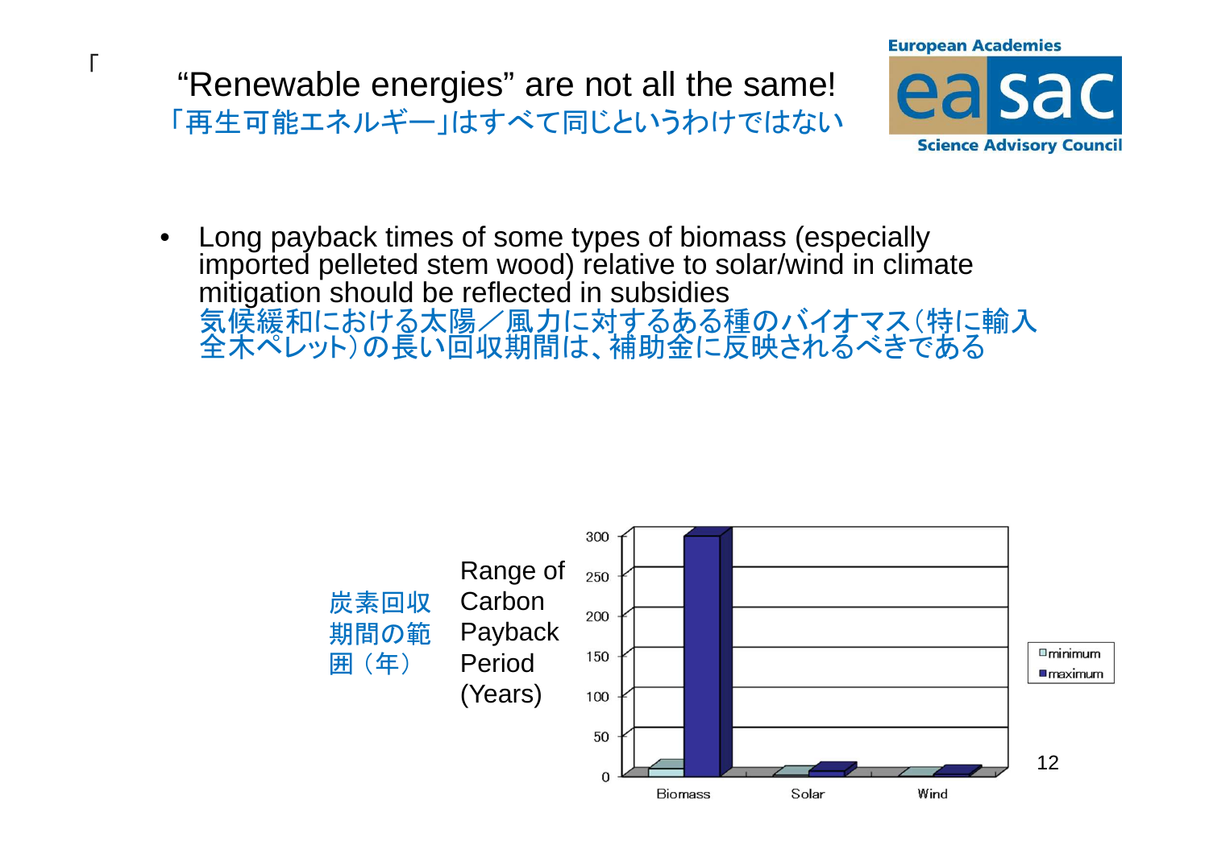# "Renewable energies" are not all the same!

# 「再生可能エネルギー」はすべて同じというわけではない

European Academies **easac** Science Advisory Council

- Long payback times of some types of biomass (especially imported pelleted stem wood) relative to solar/wind in climate mitigation should be reflected in subsidies
  気候緩和における太陽／風力に対するある種のバイオマス（特に輸入全木ペレット）の長い回収期間は、補助金に反映されるべきである

炭素回収期間の範囲（年）

Range of Carbon Payback Period (Years)

| | Biomass | Solar | Wind |
|---|---|---|---|
| minimum | | | |
| maximum | | | |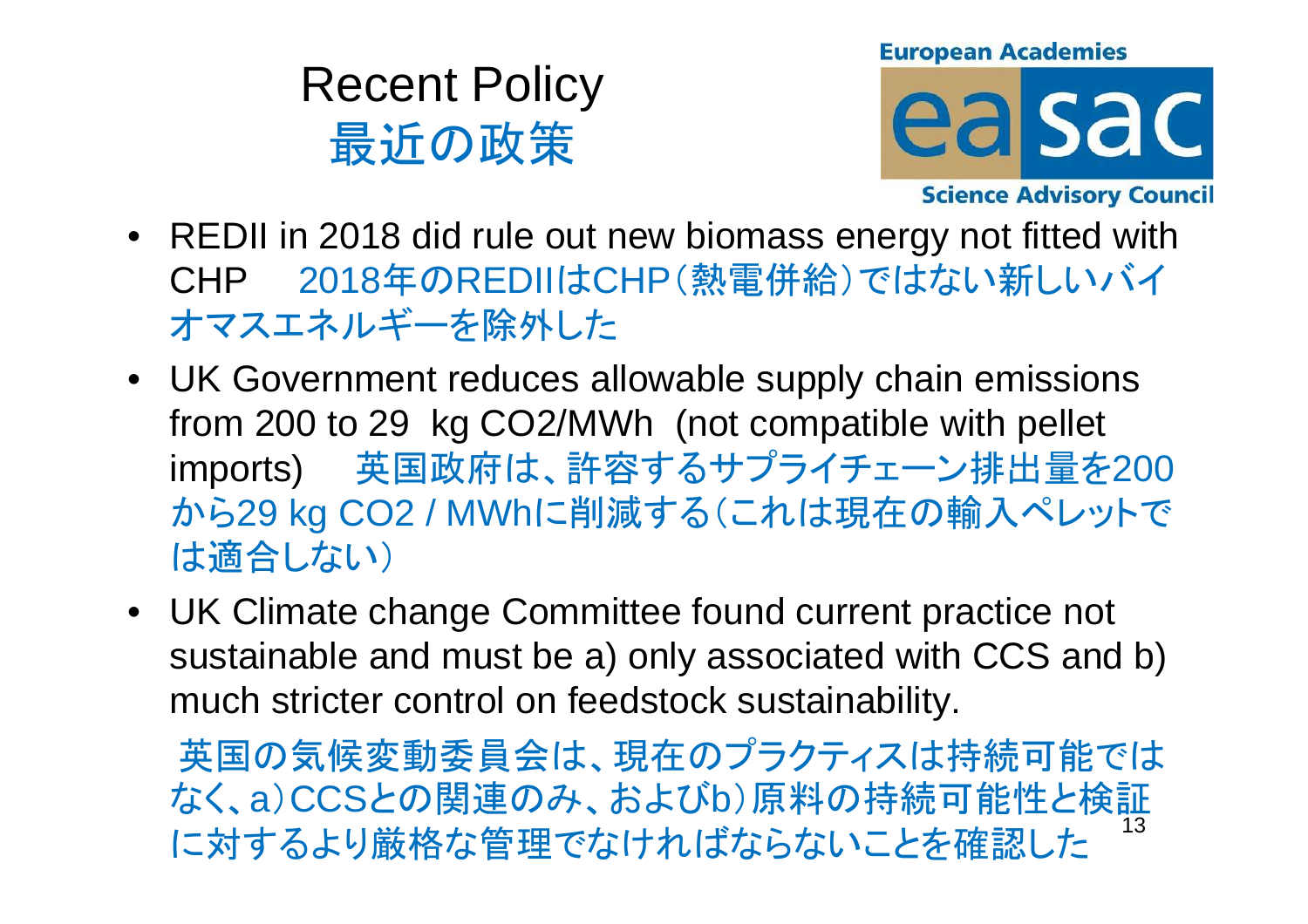# Recent Policy
# 最近の政策

European Academies easac Science Advisory Council

- REDII in 2018 did rule out new biomass energy not fitted with CHP　2018年のREDIIはCHP（熱電併給）ではない新しいバイオマスエネルギーを除外した
- UK Government reduces allowable supply chain emissions from 200 to 29 kg $CO_2$/MWh (not compatible with pellet imports)　英国政府は、許容するサプライチェーン排出量を200から29 kg $CO_2$ / MWhに削減する（これは現在の輸入ペレットでは適合しない）
- UK Climate change Committee found current practice not sustainable and must be a) only associated with CCS and b) much stricter control on feedstock sustainability.

  英国の気候変動委員会は、現在のプラクティスは持続可能ではなく、a）CCSとの関連のみ、およびb）原料の持続可能性と検証に対するより厳格な管理でなければならないことを確認した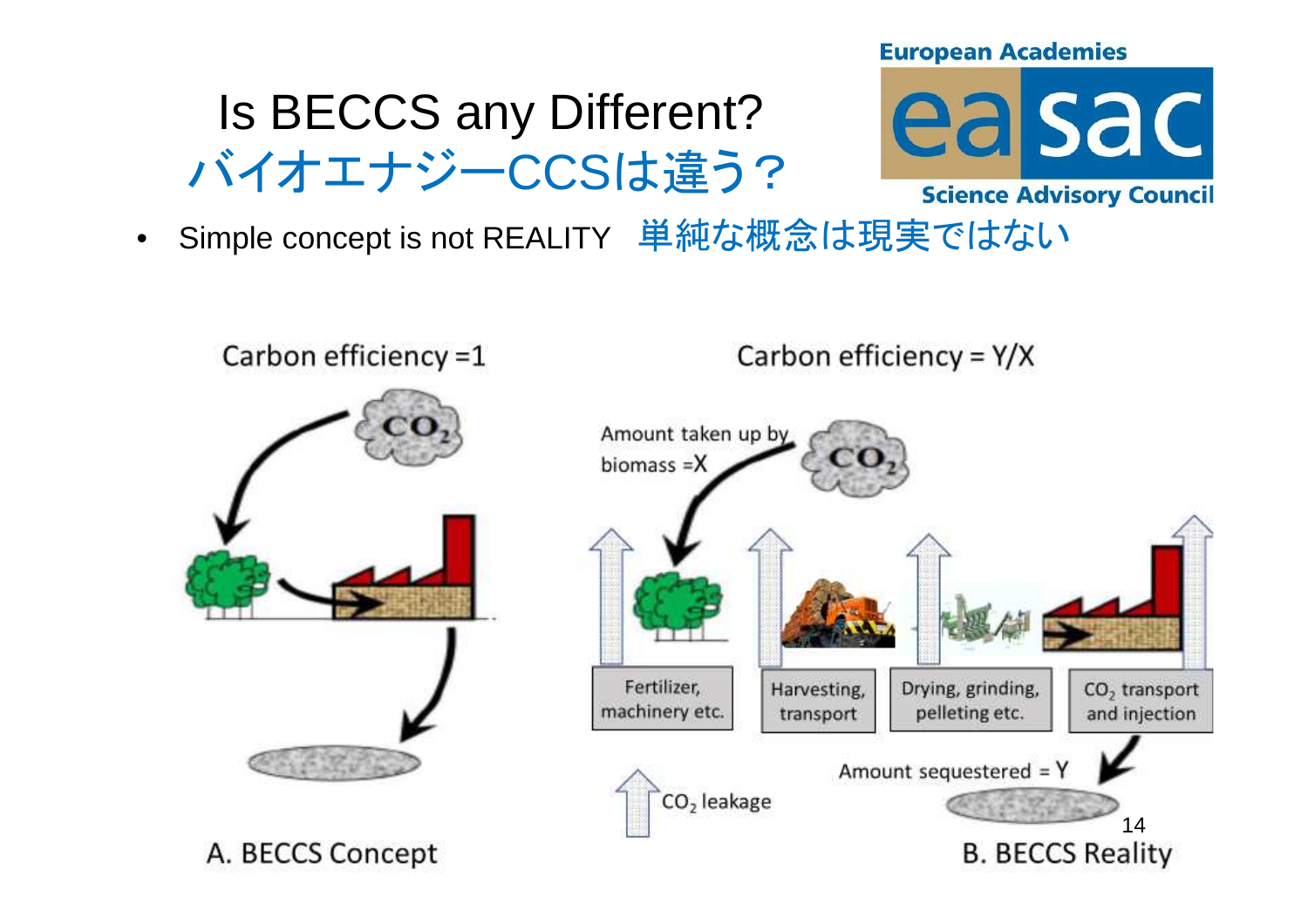# Is BECCS any Different?
# バイオエナジーCCSは違う？

European Academies
easac
Science Advisory Council

- Simple concept is not REALITY　単純な概念は現実ではない

Carbon efficiency =1

Carbon efficiency = Y/X

Amount taken up by biomass =X

Fertilizer, machinery etc.

Harvesting, transport

Drying, grinding, pelleting etc.

$CO_2$ transport and injection

Amount sequestered = Y

$CO_2$ leakage

A. BECCS Concept

B. BECCS Reality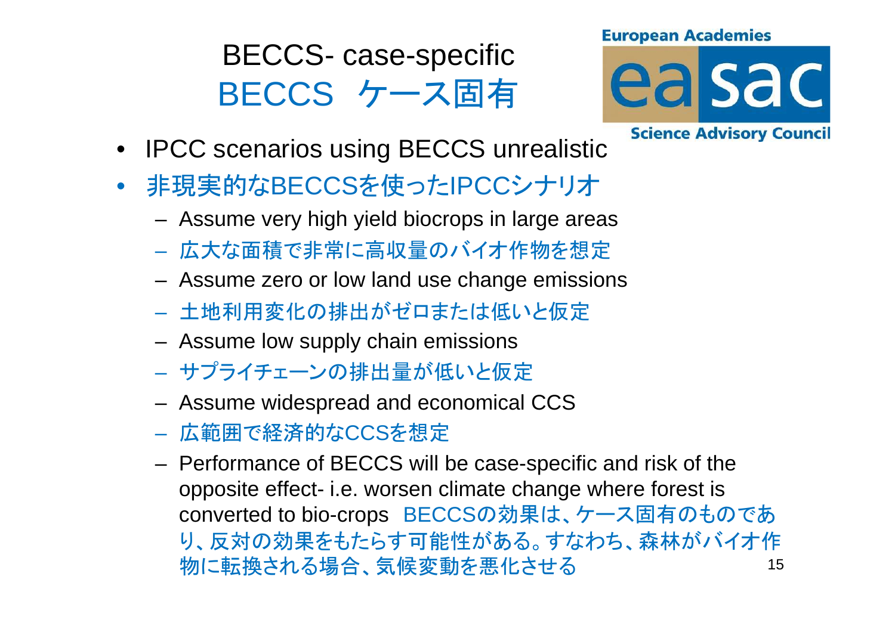# BECCS- case-specific
# BECCS　ケース固有

European Academies

easac

Science Advisory Council

- IPCC scenarios using BECCS unrealistic
- 非現実的なBECCSを使ったIPCCシナリオ
  - Assume very high yield biocrops in large areas
  - 広大な面積で非常に高収量のバイオ作物を想定
  - Assume zero or low land use change emissions
  - 土地利用変化の排出がゼロまたは低いと仮定
  - Assume low supply chain emissions
  - サプライチェーンの排出量が低いと仮定
  - Assume widespread and economical CCS
  - 広範囲で経済的なCCSを想定
  - Performance of BECCS will be case-specific and risk of the opposite effect- i.e. worsen climate change where forest is converted to bio-crops　BECCSの効果は、ケース固有のものであり、反対の効果をもたらす可能性がある。すなわち、森林がバイオ作物に転換される場合、気候変動を悪化させる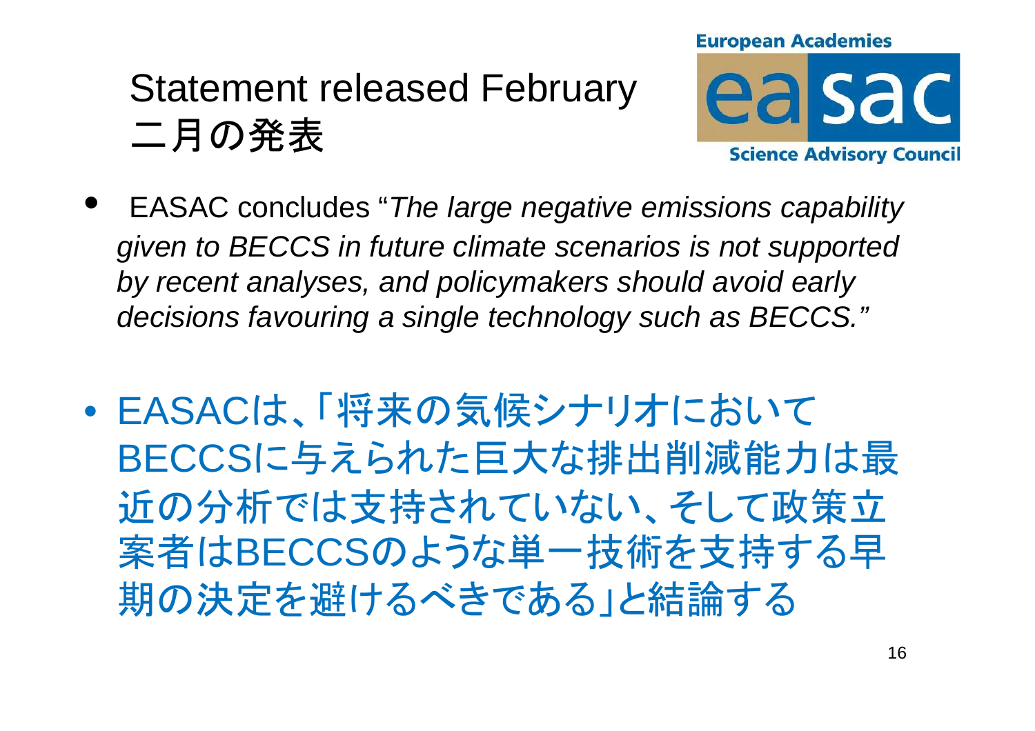# Statement released February
# 二月の発表

European Academies
**easac**
Science Advisory Council

- EASAC concludes "*The large negative emissions capability given to BECCS in future climate scenarios is not supported by recent analyses, and policymakers should avoid early decisions favouring a single technology such as BECCS.*"

- EASACは、「将来の気候シナリオにおいてBECCSに与えられた巨大な排出削減能力は最近の分析では支持されていない、そして政策立案者はBECCSのような単一技術を支持する早期の決定を避けるべきである」と結論する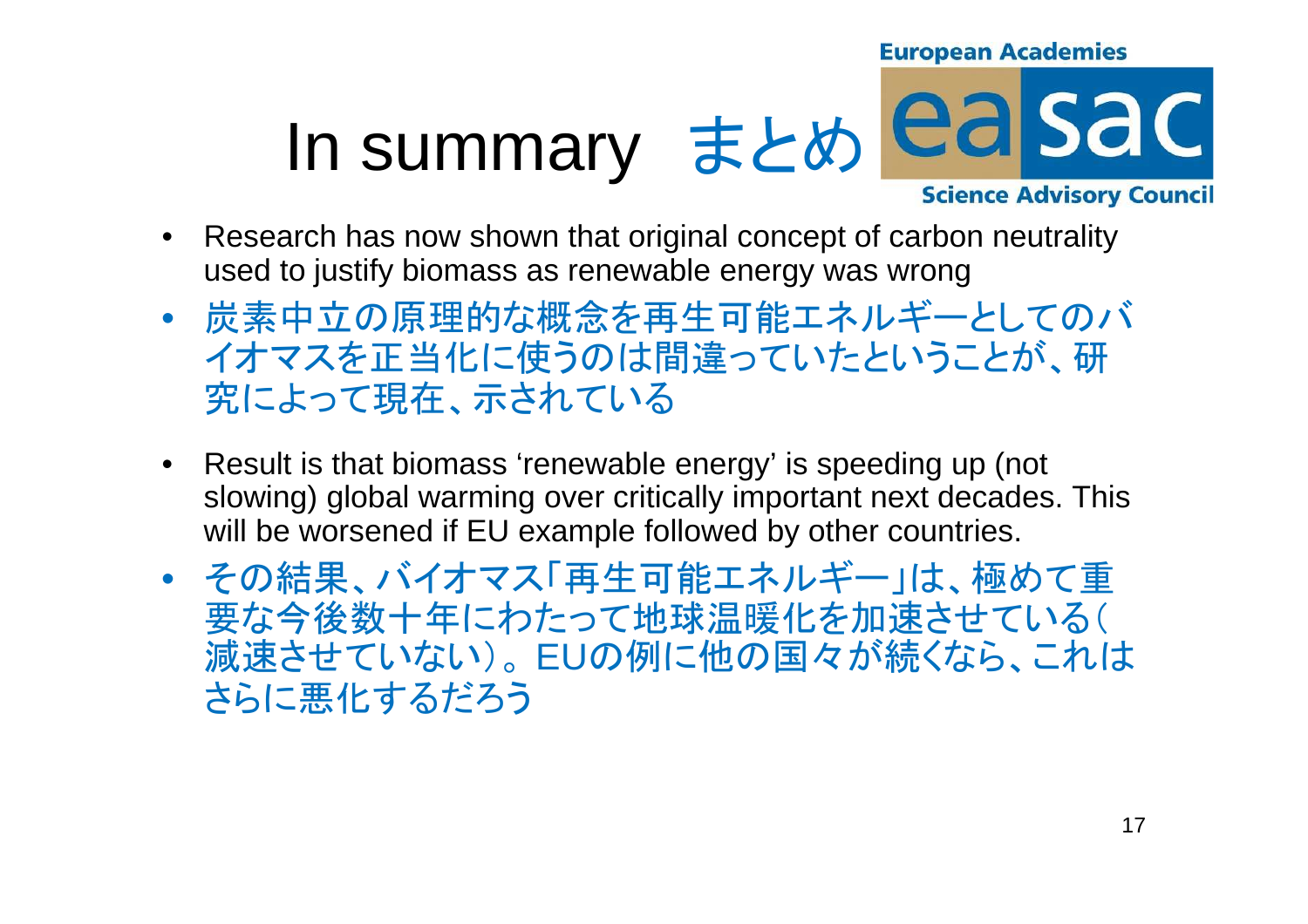# In summary まとめ

European Academies easac Science Advisory Council

- Research has now shown that original concept of carbon neutrality used to justify biomass as renewable energy was wrong
- 炭素中立の原理的な概念を再生可能エネルギーとしてのバイオマスを正当化に使うのは間違っていたということが、研究によって現在、示されている

- Result is that biomass 'renewable energy' is speeding up (not slowing) global warming over critically important next decades. This will be worsened if EU example followed by other countries.
- その結果、バイオマス「再生可能エネルギー」は、極めて重要な今後数十年にわたって地球温暖化を加速させている（減速させていない）。EUの例に他の国々が続くなら、これはさらに悪化するだろう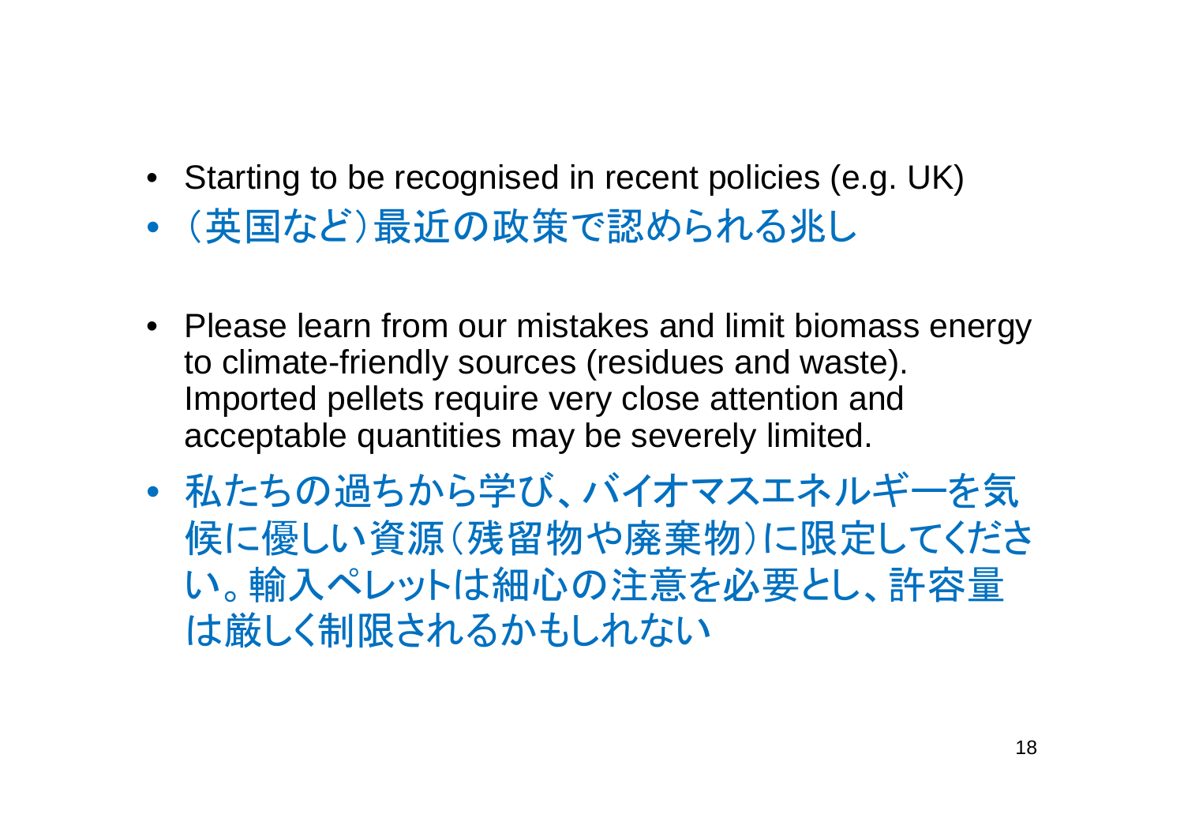- Starting to be recognised in recent policies (e.g. UK)
- （英国など）最近の政策で認められる兆し

- Please learn from our mistakes and limit biomass energy to climate-friendly sources (residues and waste). Imported pellets require very close attention and acceptable quantities may be severely limited.
- 私たちの過ちから学び、バイオマスエネルギーを気候に優しい資源（残留物や廃棄物）に限定してください。輸入ペレットは細心の注意を必要とし、許容量は厳しく制限されるかもしれない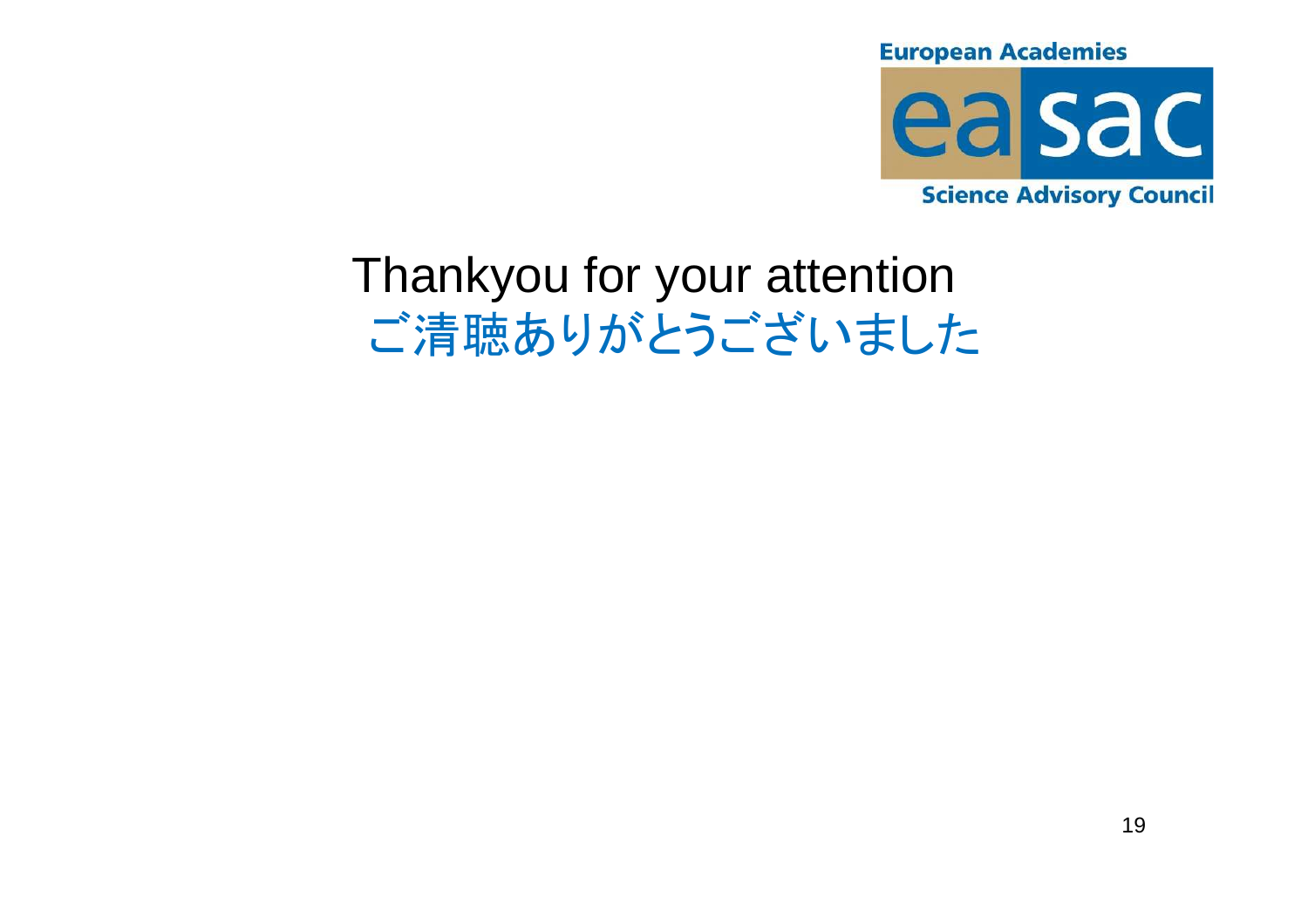European Academies

easac

Science Advisory Council

Thankyou for your attention

ご清聴ありがとうございました